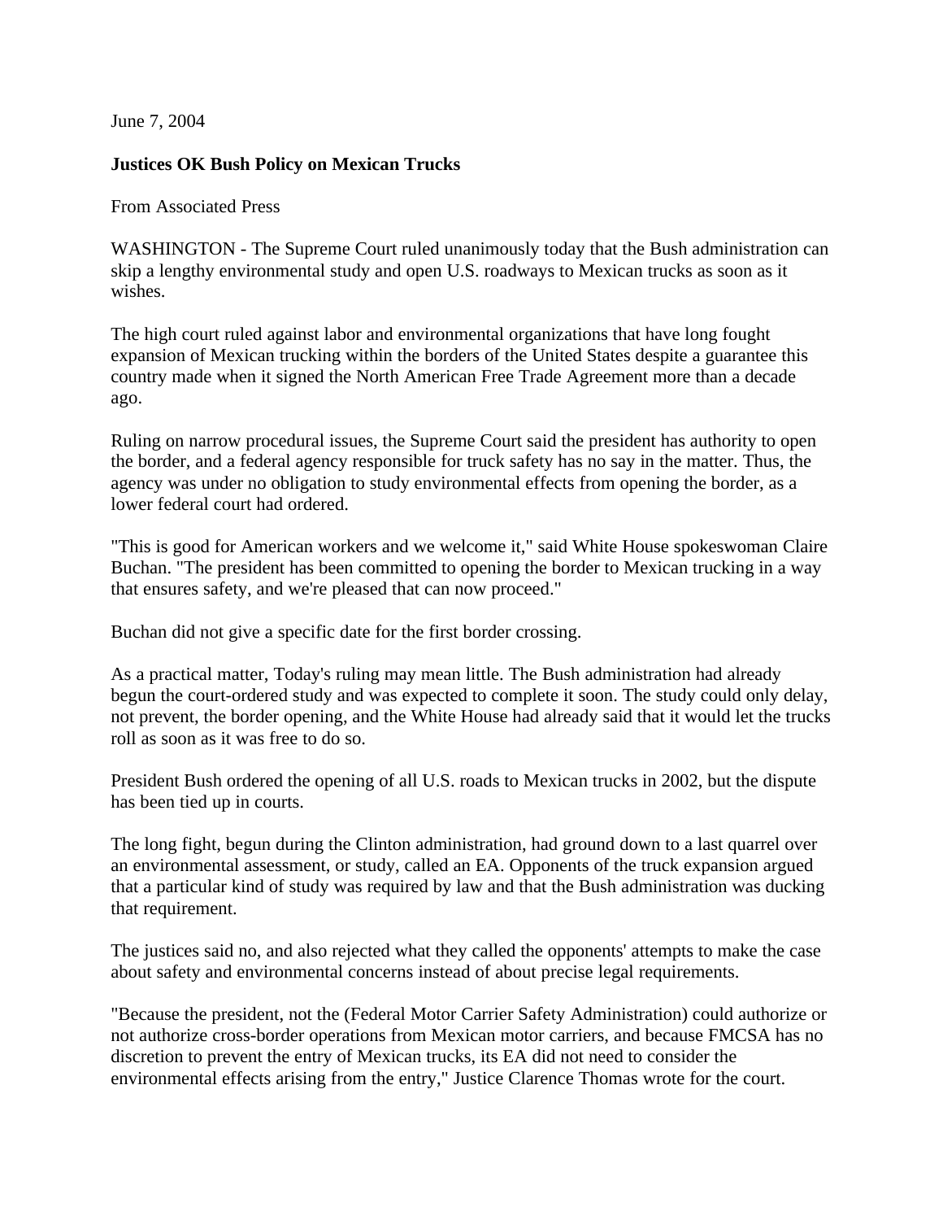June 7, 2004

**Justices OK Bush Policy on Mexican Trucks**

From Associated Press

WASHINGTON - The Supreme Court ruled unanimously today that the Bush administration can skip a lengthy environmental study and open U.S. roadways to Mexican trucks as soon as it wishes.

The high court ruled against labor and environmental organizations that have long fought expansion of Mexican trucking within the borders of the United States despite a guarantee this country made when it signed the North American Free Trade Agreement more than a decade ago.

Ruling on narrow procedural issues, the Supreme Court said the president has authority to open the border, and a federal agency responsible for truck safety has no say in the matter. Thus, the agency was under no obligation to study environmental effects from opening the border, as a lower federal court had ordered.

"This is good for American workers and we welcome it," said White House spokeswoman Claire Buchan. "The president has been committed to opening the border to Mexican trucking in a way that ensures safety, and we're pleased that can now proceed."

Buchan did not give a specific date for the first border crossing.

As a practical matter, Today's ruling may mean little. The Bush administration had already begun the court-ordered study and was expected to complete it soon. The study could only delay, not prevent, the border opening, and the White House had already said that it would let the trucks roll as soon as it was free to do so.

President Bush ordered the opening of all U.S. roads to Mexican trucks in 2002, but the dispute has been tied up in courts.

The long fight, begun during the Clinton administration, had ground down to a last quarrel over an environmental assessment, or study, called an EA. Opponents of the truck expansion argued that a particular kind of study was required by law and that the Bush administration was ducking that requirement.

The justices said no, and also rejected what they called the opponents' attempts to make the case about safety and environmental concerns instead of about precise legal requirements.

"Because the president, not the (Federal Motor Carrier Safety Administration) could authorize or not authorize cross-border operations from Mexican motor carriers, and because FMCSA has no discretion to prevent the entry of Mexican trucks, its EA did not need to consider the environmental effects arising from the entry," Justice Clarence Thomas wrote for the court.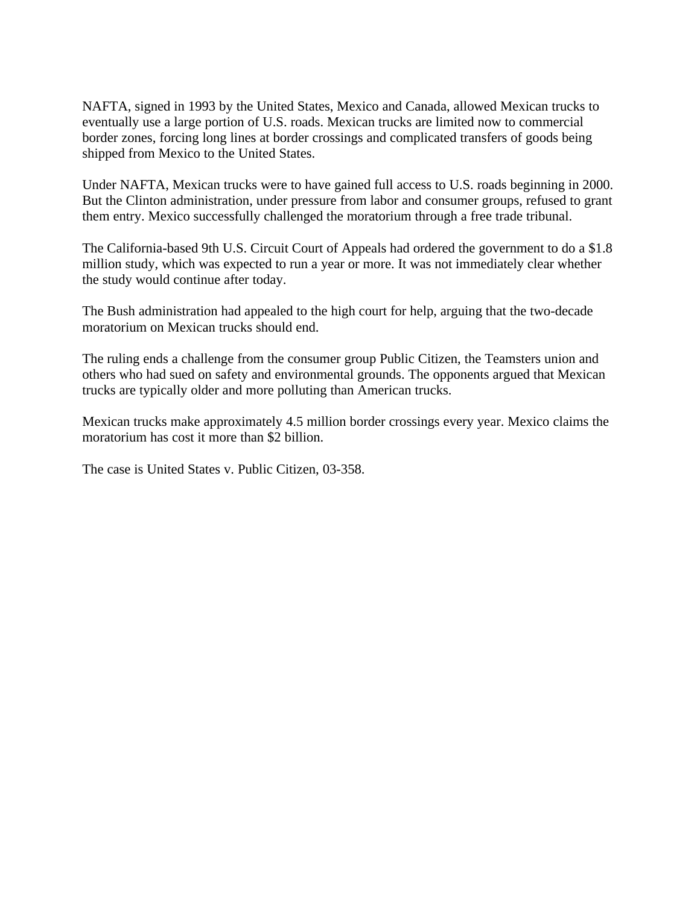NAFTA, signed in 1993 by the United States, Mexico and Canada, allowed Mexican trucks to eventually use a large portion of U.S. roads. Mexican trucks are limited now to commercial border zones, forcing long lines at border crossings and complicated transfers of goods being shipped from Mexico to the United States.

Under NAFTA, Mexican trucks were to have gained full access to U.S. roads beginning in 2000. But the Clinton administration, under pressure from labor and consumer groups, refused to grant them entry. Mexico successfully challenged the moratorium through a free trade tribunal.

The California-based 9th U.S. Circuit Court of Appeals had ordered the government to do a $1.8 million study, which was expected to run a year or more. It was not immediately clear whether the study would continue after today.

The Bush administration had appealed to the high court for help, arguing that the two-decade moratorium on Mexican trucks should end.

The ruling ends a challenge from the consumer group Public Citizen, the Teamsters union and others who had sued on safety and environmental grounds. The opponents argued that Mexican trucks are typically older and more polluting than American trucks.

Mexican trucks make approximately 4.5 million border crossings every year. Mexico claims the moratorium has cost it more than $2 billion.

The case is United States v. Public Citizen, 03-358.